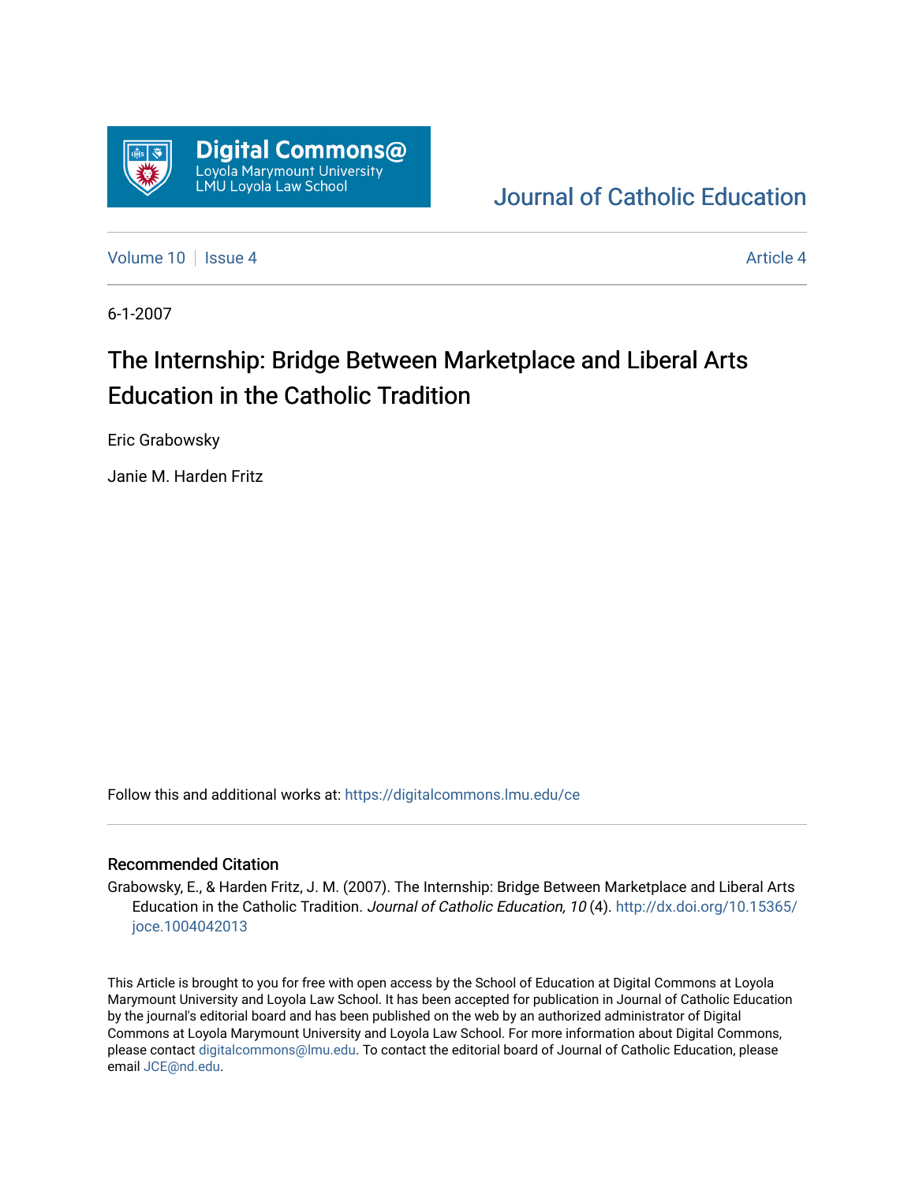Digital Commons@ Loyola Marymount University LMU Loyola Law School

Journal of Catholic Education

Volume 10 | Issue 4 Article 4

6-1-2007

# The Internship: Bridge Between Marketplace and Liberal Arts Education in the Catholic Tradition

Eric Grabowsky

Janie M. Harden Fritz

Follow this and additional works at: https://digitalcommons.lmu.edu/ce

## Recommended Citation

Grabowsky, E., & Harden Fritz, J. M. (2007). The Internship: Bridge Between Marketplace and Liberal Arts Education in the Catholic Tradition. *Journal of Catholic Education, 10* (4). http://dx.doi.org/10.15365/joce.1004042013

This Article is brought to you for free with open access by the School of Education at Digital Commons at Loyola Marymount University and Loyola Law School. It has been accepted for publication in Journal of Catholic Education by the journal's editorial board and has been published on the web by an authorized administrator of Digital Commons at Loyola Marymount University and Loyola Law School. For more information about Digital Commons, please contact digitalcommons@lmu.edu. To contact the editorial board of Journal of Catholic Education, please email JCE@nd.edu.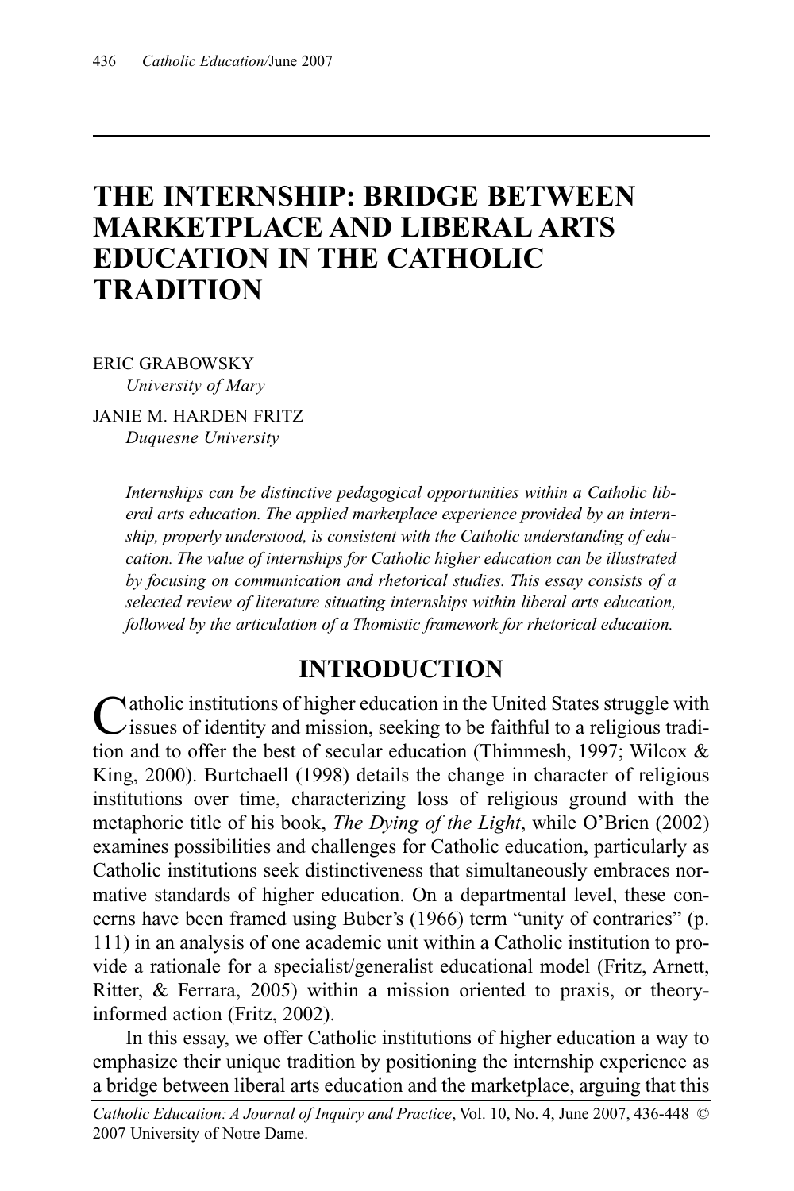# THE INTERNSHIP: BRIDGE BETWEEN MARKETPLACE AND LIBERAL ARTS EDUCATION IN THE CATHOLIC TRADITION

ERIC GRABOWSKY
*University of Mary*

JANIE M. HARDEN FRITZ
*Duquesne University*

*Internships can be distinctive pedagogical opportunities within a Catholic liberal arts education. The applied marketplace experience provided by an internship, properly understood, is consistent with the Catholic understanding of education. The value of internships for Catholic higher education can be illustrated by focusing on communication and rhetorical studies. This essay consists of a selected review of literature situating internships within liberal arts education, followed by the articulation of a Thomistic framework for rhetorical education.*

## INTRODUCTION

Catholic institutions of higher education in the United States struggle with issues of identity and mission, seeking to be faithful to a religious tradition and to offer the best of secular education (Thimmesh, 1997; Wilcox & King, 2000). Burtchaell (1998) details the change in character of religious institutions over time, characterizing loss of religious ground with the metaphoric title of his book, *The Dying of the Light*, while O'Brien (2002) examines possibilities and challenges for Catholic education, particularly as Catholic institutions seek distinctiveness that simultaneously embraces normative standards of higher education. On a departmental level, these concerns have been framed using Buber's (1966) term "unity of contraries" (p. 111) in an analysis of one academic unit within a Catholic institution to provide a rationale for a specialist/generalist educational model (Fritz, Arnett, Ritter, & Ferrara, 2005) within a mission oriented to praxis, or theory-informed action (Fritz, 2002).

In this essay, we offer Catholic institutions of higher education a way to emphasize their unique tradition by positioning the internship experience as a bridge between liberal arts education and the marketplace, arguing that this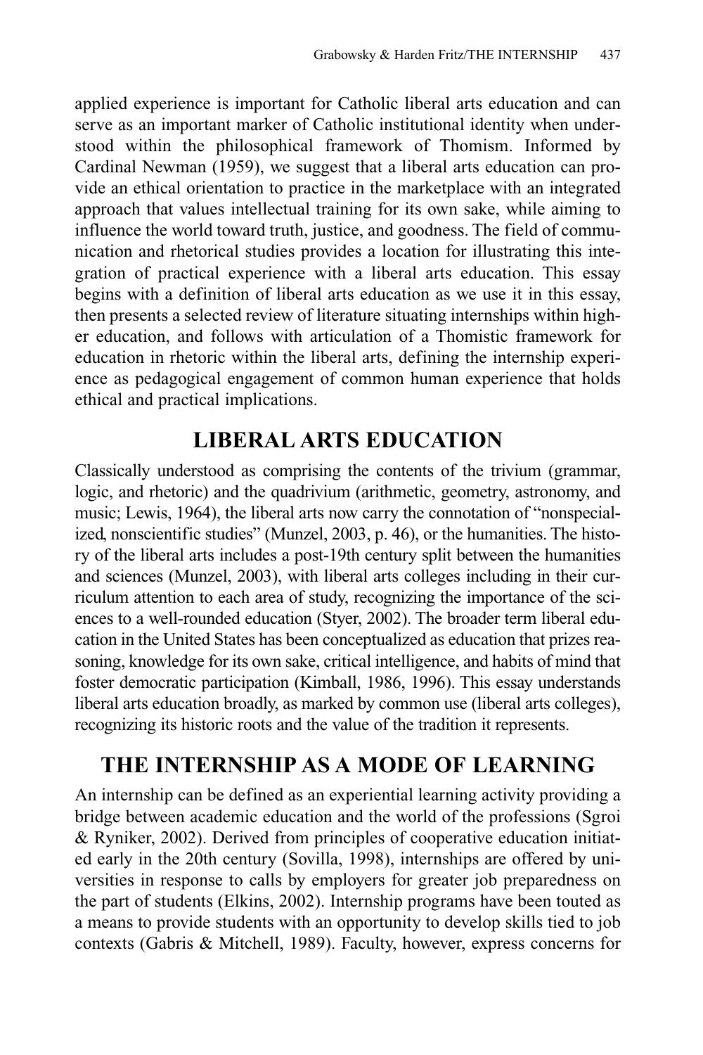applied experience is important for Catholic liberal arts education and can serve as an important marker of Catholic institutional identity when understood within the philosophical framework of Thomism. Informed by Cardinal Newman (1959), we suggest that a liberal arts education can provide an ethical orientation to practice in the marketplace with an integrated approach that values intellectual training for its own sake, while aiming to influence the world toward truth, justice, and goodness. The field of communication and rhetorical studies provides a location for illustrating this integration of practical experience with a liberal arts education. This essay begins with a definition of liberal arts education as we use it in this essay, then presents a selected review of literature situating internships within higher education, and follows with articulation of a Thomistic framework for education in rhetoric within the liberal arts, defining the internship experience as pedagogical engagement of common human experience that holds ethical and practical implications.

## LIBERAL ARTS EDUCATION

Classically understood as comprising the contents of the trivium (grammar, logic, and rhetoric) and the quadrivium (arithmetic, geometry, astronomy, and music; Lewis, 1964), the liberal arts now carry the connotation of "nonspecialized, nonscientific studies" (Munzel, 2003, p. 46), or the humanities. The history of the liberal arts includes a post-19th century split between the humanities and sciences (Munzel, 2003), with liberal arts colleges including in their curriculum attention to each area of study, recognizing the importance of the sciences to a well-rounded education (Styer, 2002). The broader term liberal education in the United States has been conceptualized as education that prizes reasoning, knowledge for its own sake, critical intelligence, and habits of mind that foster democratic participation (Kimball, 1986, 1996). This essay understands liberal arts education broadly, as marked by common use (liberal arts colleges), recognizing its historic roots and the value of the tradition it represents.

## THE INTERNSHIP AS A MODE OF LEARNING

An internship can be defined as an experiential learning activity providing a bridge between academic education and the world of the professions (Sgroi & Ryniker, 2002). Derived from principles of cooperative education initiated early in the 20th century (Sovilla, 1998), internships are offered by universities in response to calls by employers for greater job preparedness on the part of students (Elkins, 2002). Internship programs have been touted as a means to provide students with an opportunity to develop skills tied to job contexts (Gabris & Mitchell, 1989). Faculty, however, express concerns for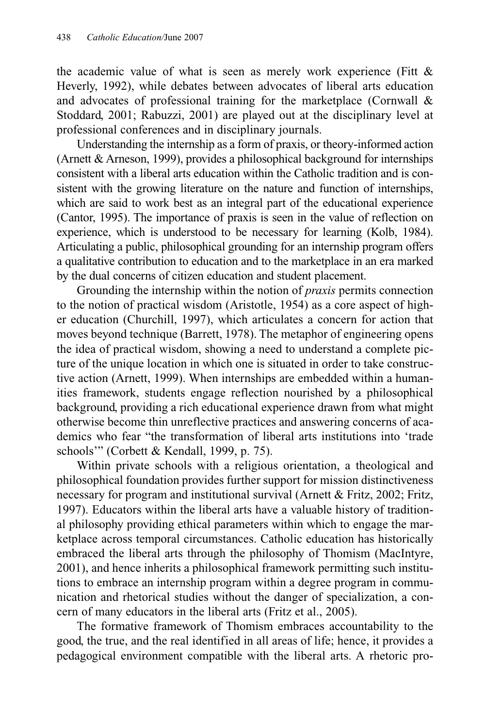the academic value of what is seen as merely work experience (Fitt & Heverly, 1992), while debates between advocates of liberal arts education and advocates of professional training for the marketplace (Cornwall & Stoddard, 2001; Rabuzzi, 2001) are played out at the disciplinary level at professional conferences and in disciplinary journals.

Understanding the internship as a form of praxis, or theory-informed action (Arnett & Arneson, 1999), provides a philosophical background for internships consistent with a liberal arts education within the Catholic tradition and is consistent with the growing literature on the nature and function of internships, which are said to work best as an integral part of the educational experience (Cantor, 1995). The importance of praxis is seen in the value of reflection on experience, which is understood to be necessary for learning (Kolb, 1984). Articulating a public, philosophical grounding for an internship program offers a qualitative contribution to education and to the marketplace in an era marked by the dual concerns of citizen education and student placement.

Grounding the internship within the notion of *praxis* permits connection to the notion of practical wisdom (Aristotle, 1954) as a core aspect of higher education (Churchill, 1997), which articulates a concern for action that moves beyond technique (Barrett, 1978). The metaphor of engineering opens the idea of practical wisdom, showing a need to understand a complete picture of the unique location in which one is situated in order to take constructive action (Arnett, 1999). When internships are embedded within a humanities framework, students engage reflection nourished by a philosophical background, providing a rich educational experience drawn from what might otherwise become thin unreflective practices and answering concerns of academics who fear "the transformation of liberal arts institutions into 'trade schools'" (Corbett & Kendall, 1999, p. 75).

Within private schools with a religious orientation, a theological and philosophical foundation provides further support for mission distinctiveness necessary for program and institutional survival (Arnett & Fritz, 2002; Fritz, 1997). Educators within the liberal arts have a valuable history of traditional philosophy providing ethical parameters within which to engage the marketplace across temporal circumstances. Catholic education has historically embraced the liberal arts through the philosophy of Thomism (MacIntyre, 2001), and hence inherits a philosophical framework permitting such institutions to embrace an internship program within a degree program in communication and rhetorical studies without the danger of specialization, a concern of many educators in the liberal arts (Fritz et al., 2005).

The formative framework of Thomism embraces accountability to the good, the true, and the real identified in all areas of life; hence, it provides a pedagogical environment compatible with the liberal arts. A rhetoric pro-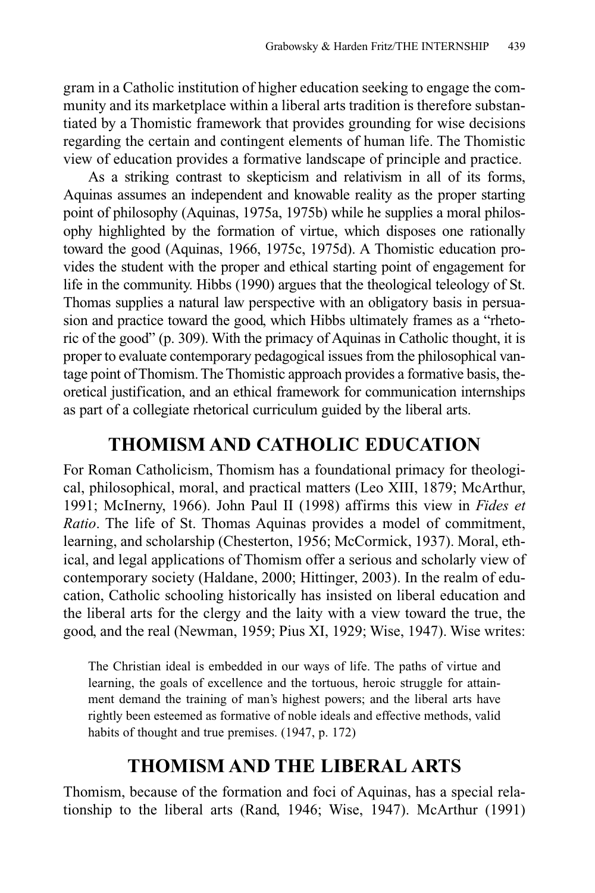gram in a Catholic institution of higher education seeking to engage the community and its marketplace within a liberal arts tradition is therefore substantiated by a Thomistic framework that provides grounding for wise decisions regarding the certain and contingent elements of human life. The Thomistic view of education provides a formative landscape of principle and practice.

As a striking contrast to skepticism and relativism in all of its forms, Aquinas assumes an independent and knowable reality as the proper starting point of philosophy (Aquinas, 1975a, 1975b) while he supplies a moral philosophy highlighted by the formation of virtue, which disposes one rationally toward the good (Aquinas, 1966, 1975c, 1975d). A Thomistic education provides the student with the proper and ethical starting point of engagement for life in the community. Hibbs (1990) argues that the theological teleology of St. Thomas supplies a natural law perspective with an obligatory basis in persuasion and practice toward the good, which Hibbs ultimately frames as a "rhetoric of the good" (p. 309). With the primacy of Aquinas in Catholic thought, it is proper to evaluate contemporary pedagogical issues from the philosophical vantage point of Thomism. The Thomistic approach provides a formative basis, theoretical justification, and an ethical framework for communication internships as part of a collegiate rhetorical curriculum guided by the liberal arts.

## THOMISM AND CATHOLIC EDUCATION

For Roman Catholicism, Thomism has a foundational primacy for theological, philosophical, moral, and practical matters (Leo XIII, 1879; McArthur, 1991; McInerny, 1966). John Paul II (1998) affirms this view in *Fides et Ratio*. The life of St. Thomas Aquinas provides a model of commitment, learning, and scholarship (Chesterton, 1956; McCormick, 1937). Moral, ethical, and legal applications of Thomism offer a serious and scholarly view of contemporary society (Haldane, 2000; Hittinger, 2003). In the realm of education, Catholic schooling historically has insisted on liberal education and the liberal arts for the clergy and the laity with a view toward the true, the good, and the real (Newman, 1959; Pius XI, 1929; Wise, 1947). Wise writes:

> The Christian ideal is embedded in our ways of life. The paths of virtue and learning, the goals of excellence and the tortuous, heroic struggle for attainment demand the training of man's highest powers; and the liberal arts have rightly been esteemed as formative of noble ideals and effective methods, valid habits of thought and true premises. (1947, p. 172)

## THOMISM AND THE LIBERAL ARTS

Thomism, because of the formation and foci of Aquinas, has a special relationship to the liberal arts (Rand, 1946; Wise, 1947). McArthur (1991)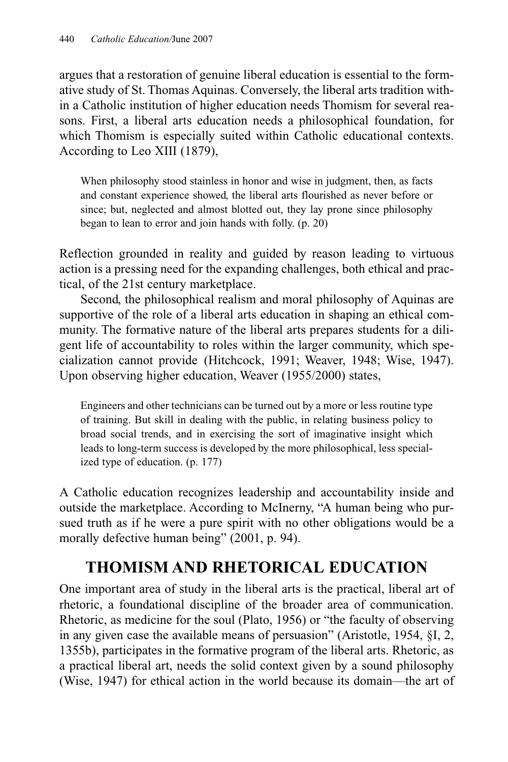argues that a restoration of genuine liberal education is essential to the formative study of St. Thomas Aquinas. Conversely, the liberal arts tradition within a Catholic institution of higher education needs Thomism for several reasons. First, a liberal arts education needs a philosophical foundation, for which Thomism is especially suited within Catholic educational contexts. According to Leo XIII (1879),

> When philosophy stood stainless in honor and wise in judgment, then, as facts and constant experience showed, the liberal arts flourished as never before or since; but, neglected and almost blotted out, they lay prone since philosophy began to lean to error and join hands with folly. (p. 20)

Reflection grounded in reality and guided by reason leading to virtuous action is a pressing need for the expanding challenges, both ethical and practical, of the 21st century marketplace.

Second, the philosophical realism and moral philosophy of Aquinas are supportive of the role of a liberal arts education in shaping an ethical community. The formative nature of the liberal arts prepares students for a diligent life of accountability to roles within the larger community, which specialization cannot provide (Hitchcock, 1991; Weaver, 1948; Wise, 1947). Upon observing higher education, Weaver (1955/2000) states,

> Engineers and other technicians can be turned out by a more or less routine type of training. But skill in dealing with the public, in relating business policy to broad social trends, and in exercising the sort of imaginative insight which leads to long-term success is developed by the more philosophical, less specialized type of education. (p. 177)

A Catholic education recognizes leadership and accountability inside and outside the marketplace. According to McInerny, "A human being who pursued truth as if he were a pure spirit with no other obligations would be a morally defective human being" (2001, p. 94).

## THOMISM AND RHETORICAL EDUCATION

One important area of study in the liberal arts is the practical, liberal art of rhetoric, a foundational discipline of the broader area of communication. Rhetoric, as medicine for the soul (Plato, 1956) or "the faculty of observing in any given case the available means of persuasion" (Aristotle, 1954, §I, 2, 1355b), participates in the formative program of the liberal arts. Rhetoric, as a practical liberal art, needs the solid context given by a sound philosophy (Wise, 1947) for ethical action in the world because its domain—the art of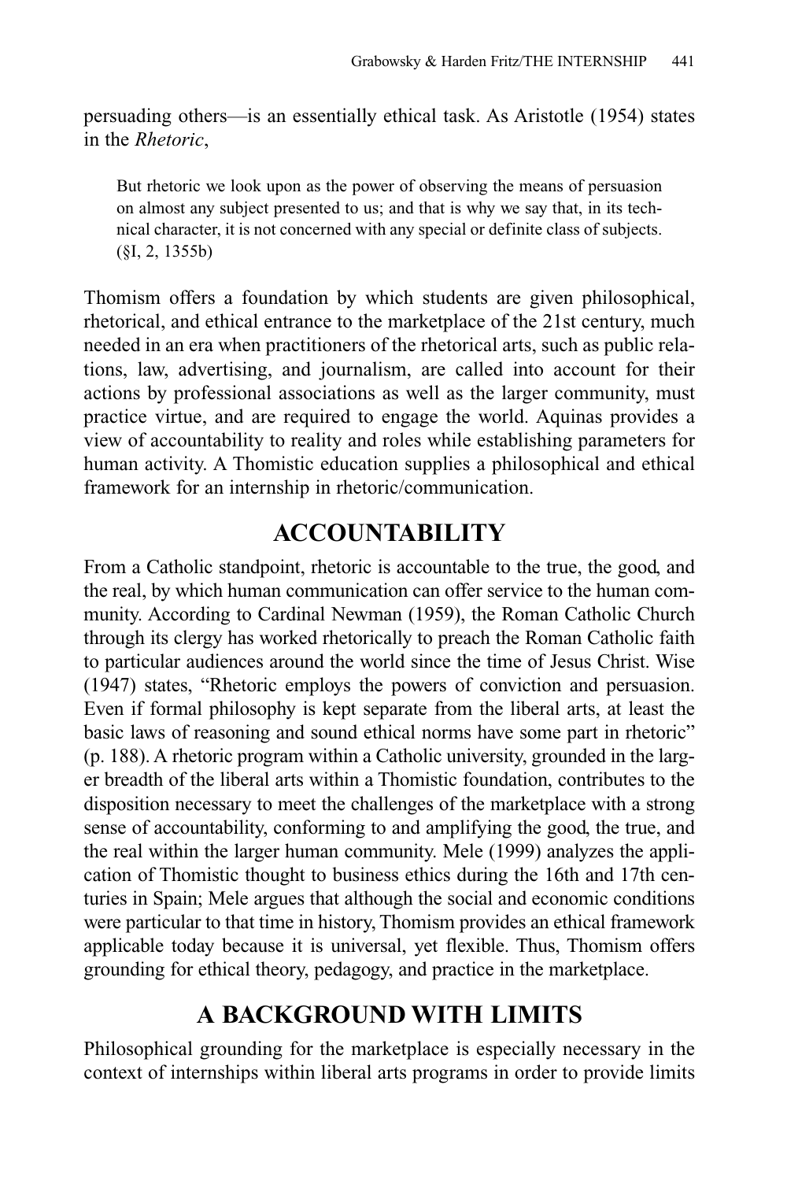persuading others—is an essentially ethical task. As Aristotle (1954) states in the *Rhetoric*,

> But rhetoric we look upon as the power of observing the means of persuasion on almost any subject presented to us; and that is why we say that, in its technical character, it is not concerned with any special or definite class of subjects. (§I, 2, 1355b)

Thomism offers a foundation by which students are given philosophical, rhetorical, and ethical entrance to the marketplace of the 21st century, much needed in an era when practitioners of the rhetorical arts, such as public relations, law, advertising, and journalism, are called into account for their actions by professional associations as well as the larger community, must practice virtue, and are required to engage the world. Aquinas provides a view of accountability to reality and roles while establishing parameters for human activity. A Thomistic education supplies a philosophical and ethical framework for an internship in rhetoric/communication.

## ACCOUNTABILITY

From a Catholic standpoint, rhetoric is accountable to the true, the good, and the real, by which human communication can offer service to the human community. According to Cardinal Newman (1959), the Roman Catholic Church through its clergy has worked rhetorically to preach the Roman Catholic faith to particular audiences around the world since the time of Jesus Christ. Wise (1947) states, "Rhetoric employs the powers of conviction and persuasion. Even if formal philosophy is kept separate from the liberal arts, at least the basic laws of reasoning and sound ethical norms have some part in rhetoric" (p. 188). A rhetoric program within a Catholic university, grounded in the larger breadth of the liberal arts within a Thomistic foundation, contributes to the disposition necessary to meet the challenges of the marketplace with a strong sense of accountability, conforming to and amplifying the good, the true, and the real within the larger human community. Mele (1999) analyzes the application of Thomistic thought to business ethics during the 16th and 17th centuries in Spain; Mele argues that although the social and economic conditions were particular to that time in history, Thomism provides an ethical framework applicable today because it is universal, yet flexible. Thus, Thomism offers grounding for ethical theory, pedagogy, and practice in the marketplace.

## A BACKGROUND WITH LIMITS

Philosophical grounding for the marketplace is especially necessary in the context of internships within liberal arts programs in order to provide limits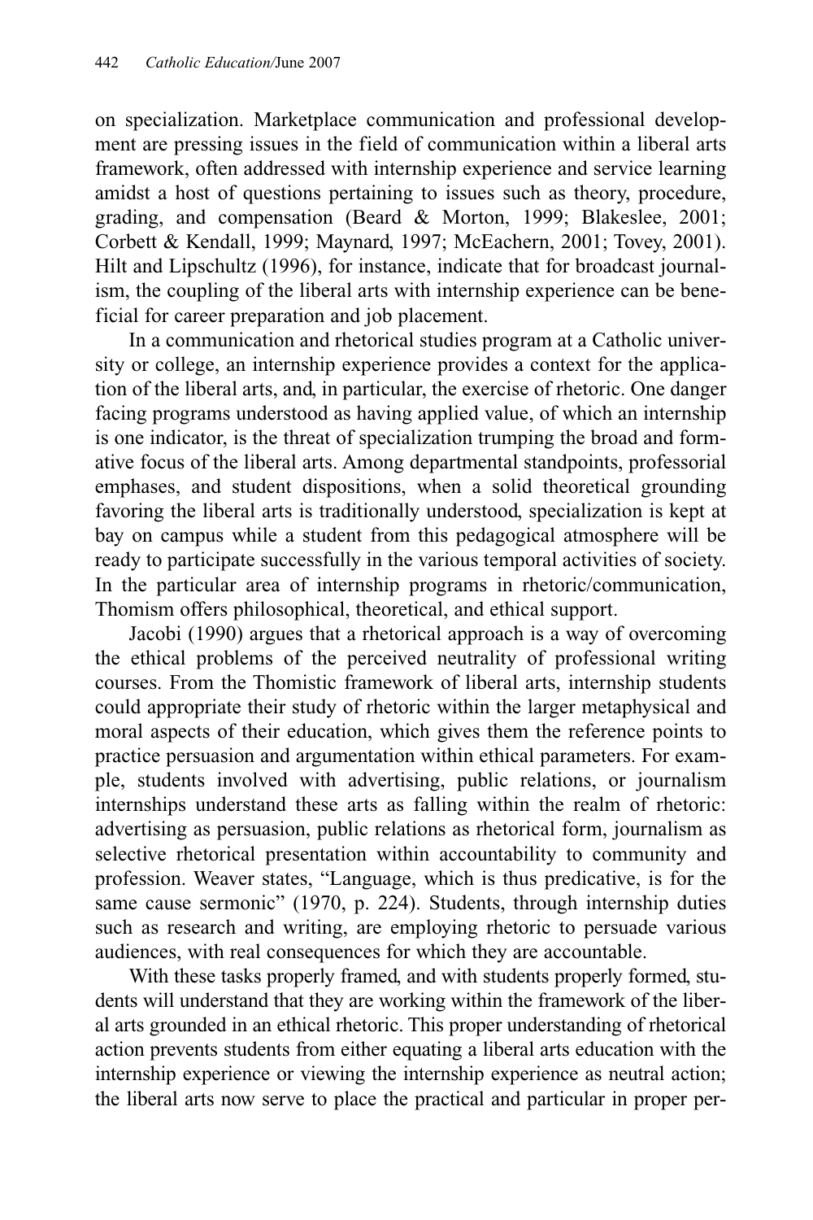on specialization. Marketplace communication and professional development are pressing issues in the field of communication within a liberal arts framework, often addressed with internship experience and service learning amidst a host of questions pertaining to issues such as theory, procedure, grading, and compensation (Beard & Morton, 1999; Blakeslee, 2001; Corbett & Kendall, 1999; Maynard, 1997; McEachern, 2001; Tovey, 2001). Hilt and Lipschultz (1996), for instance, indicate that for broadcast journalism, the coupling of the liberal arts with internship experience can be beneficial for career preparation and job placement.

In a communication and rhetorical studies program at a Catholic university or college, an internship experience provides a context for the application of the liberal arts, and, in particular, the exercise of rhetoric. One danger facing programs understood as having applied value, of which an internship is one indicator, is the threat of specialization trumping the broad and formative focus of the liberal arts. Among departmental standpoints, professorial emphases, and student dispositions, when a solid theoretical grounding favoring the liberal arts is traditionally understood, specialization is kept at bay on campus while a student from this pedagogical atmosphere will be ready to participate successfully in the various temporal activities of society. In the particular area of internship programs in rhetoric/communication, Thomism offers philosophical, theoretical, and ethical support.

Jacobi (1990) argues that a rhetorical approach is a way of overcoming the ethical problems of the perceived neutrality of professional writing courses. From the Thomistic framework of liberal arts, internship students could appropriate their study of rhetoric within the larger metaphysical and moral aspects of their education, which gives them the reference points to practice persuasion and argumentation within ethical parameters. For example, students involved with advertising, public relations, or journalism internships understand these arts as falling within the realm of rhetoric: advertising as persuasion, public relations as rhetorical form, journalism as selective rhetorical presentation within accountability to community and profession. Weaver states, "Language, which is thus predicative, is for the same cause sermonic" (1970, p. 224). Students, through internship duties such as research and writing, are employing rhetoric to persuade various audiences, with real consequences for which they are accountable.

With these tasks properly framed, and with students properly formed, students will understand that they are working within the framework of the liberal arts grounded in an ethical rhetoric. This proper understanding of rhetorical action prevents students from either equating a liberal arts education with the internship experience or viewing the internship experience as neutral action; the liberal arts now serve to place the practical and particular in proper per-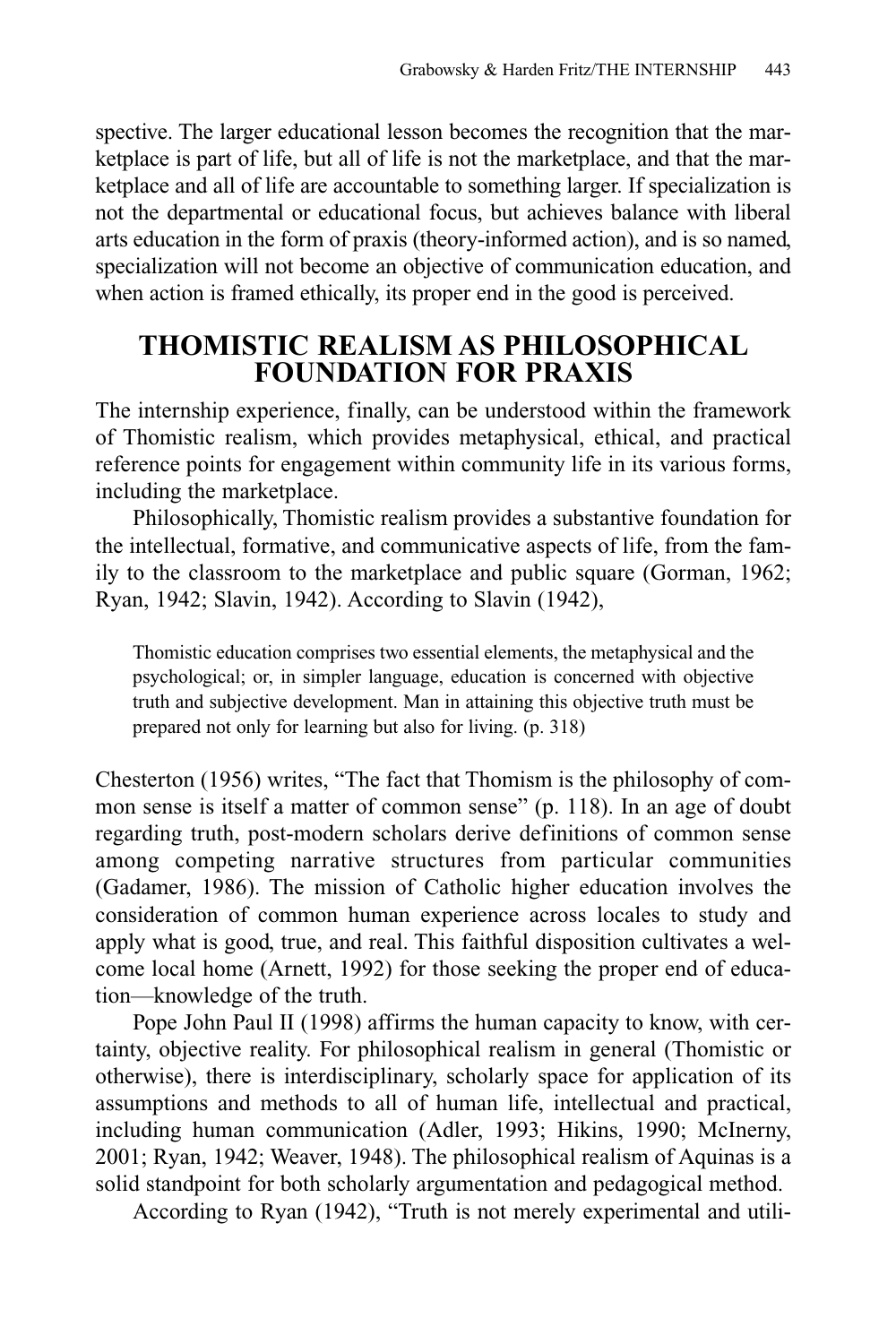spective. The larger educational lesson becomes the recognition that the marketplace is part of life, but all of life is not the marketplace, and that the marketplace and all of life are accountable to something larger. If specialization is not the departmental or educational focus, but achieves balance with liberal arts education in the form of praxis (theory-informed action), and is so named, specialization will not become an objective of communication education, and when action is framed ethically, its proper end in the good is perceived.

## THOMISTIC REALISM AS PHILOSOPHICAL FOUNDATION FOR PRAXIS

The internship experience, finally, can be understood within the framework of Thomistic realism, which provides metaphysical, ethical, and practical reference points for engagement within community life in its various forms, including the marketplace.

Philosophically, Thomistic realism provides a substantive foundation for the intellectual, formative, and communicative aspects of life, from the family to the classroom to the marketplace and public square (Gorman, 1962; Ryan, 1942; Slavin, 1942). According to Slavin (1942),

> Thomistic education comprises two essential elements, the metaphysical and the psychological; or, in simpler language, education is concerned with objective truth and subjective development. Man in attaining this objective truth must be prepared not only for learning but also for living. (p. 318)

Chesterton (1956) writes, "The fact that Thomism is the philosophy of common sense is itself a matter of common sense" (p. 118). In an age of doubt regarding truth, post-modern scholars derive definitions of common sense among competing narrative structures from particular communities (Gadamer, 1986). The mission of Catholic higher education involves the consideration of common human experience across locales to study and apply what is good, true, and real. This faithful disposition cultivates a welcome local home (Arnett, 1992) for those seeking the proper end of education—knowledge of the truth.

Pope John Paul II (1998) affirms the human capacity to know, with certainty, objective reality. For philosophical realism in general (Thomistic or otherwise), there is interdisciplinary, scholarly space for application of its assumptions and methods to all of human life, intellectual and practical, including human communication (Adler, 1993; Hikins, 1990; McInerny, 2001; Ryan, 1942; Weaver, 1948). The philosophical realism of Aquinas is a solid standpoint for both scholarly argumentation and pedagogical method.

According to Ryan (1942), "Truth is not merely experimental and utili-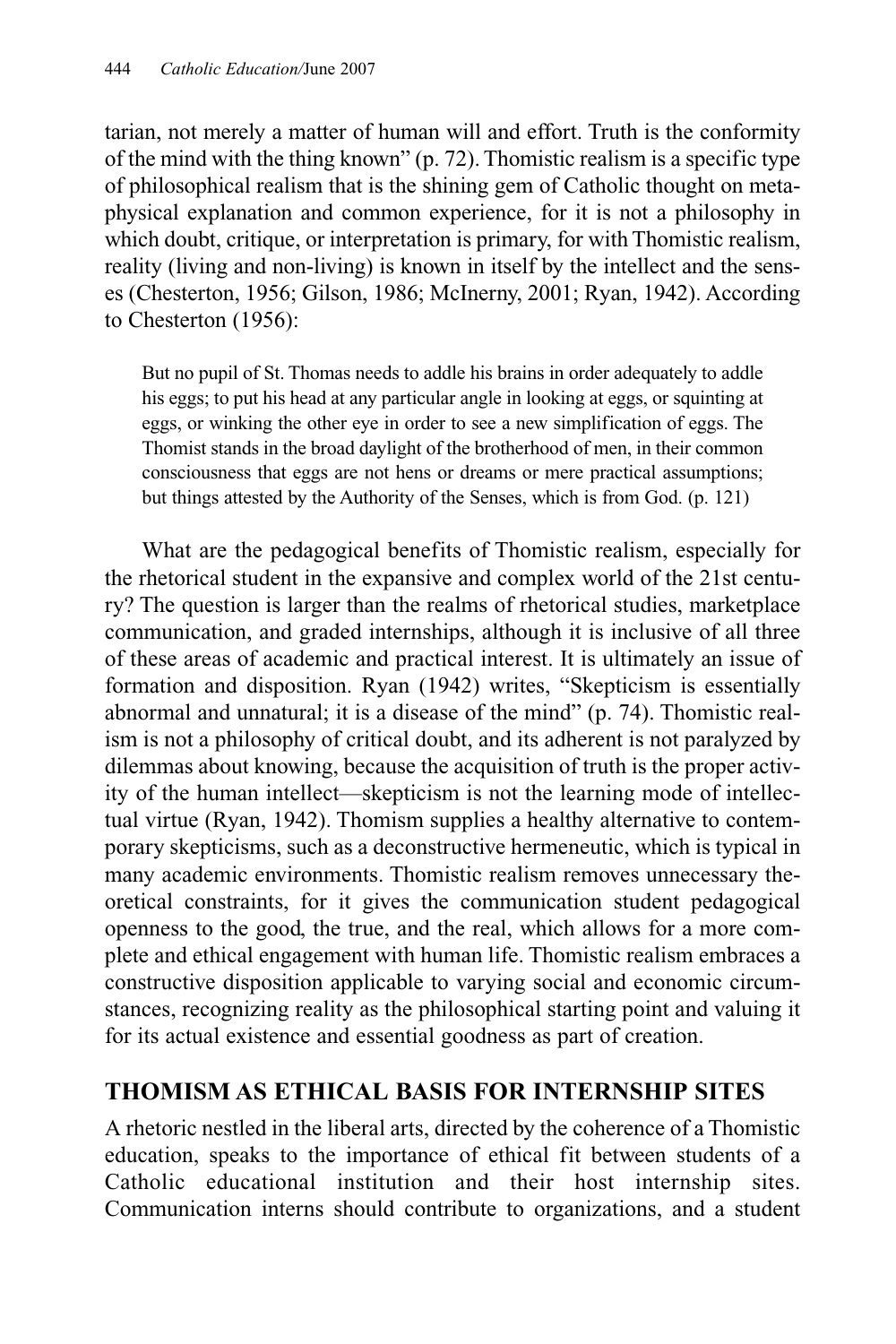tarian, not merely a matter of human will and effort. Truth is the conformity of the mind with the thing known" (p. 72). Thomistic realism is a specific type of philosophical realism that is the shining gem of Catholic thought on metaphysical explanation and common experience, for it is not a philosophy in which doubt, critique, or interpretation is primary, for with Thomistic realism, reality (living and non-living) is known in itself by the intellect and the senses (Chesterton, 1956; Gilson, 1986; McInerny, 2001; Ryan, 1942). According to Chesterton (1956):

> But no pupil of St. Thomas needs to addle his brains in order adequately to addle his eggs; to put his head at any particular angle in looking at eggs, or squinting at eggs, or winking the other eye in order to see a new simplification of eggs. The Thomist stands in the broad daylight of the brotherhood of men, in their common consciousness that eggs are not hens or dreams or mere practical assumptions; but things attested by the Authority of the Senses, which is from God. (p. 121)

What are the pedagogical benefits of Thomistic realism, especially for the rhetorical student in the expansive and complex world of the 21st century? The question is larger than the realms of rhetorical studies, marketplace communication, and graded internships, although it is inclusive of all three of these areas of academic and practical interest. It is ultimately an issue of formation and disposition. Ryan (1942) writes, "Skepticism is essentially abnormal and unnatural; it is a disease of the mind" (p. 74). Thomistic realism is not a philosophy of critical doubt, and its adherent is not paralyzed by dilemmas about knowing, because the acquisition of truth is the proper activity of the human intellect—skepticism is not the learning mode of intellectual virtue (Ryan, 1942). Thomism supplies a healthy alternative to contemporary skepticisms, such as a deconstructive hermeneutic, which is typical in many academic environments. Thomistic realism removes unnecessary theoretical constraints, for it gives the communication student pedagogical openness to the good, the true, and the real, which allows for a more complete and ethical engagement with human life. Thomistic realism embraces a constructive disposition applicable to varying social and economic circumstances, recognizing reality as the philosophical starting point and valuing it for its actual existence and essential goodness as part of creation.

## THOMISM AS ETHICAL BASIS FOR INTERNSHIP SITES

A rhetoric nestled in the liberal arts, directed by the coherence of a Thomistic education, speaks to the importance of ethical fit between students of a Catholic educational institution and their host internship sites. Communication interns should contribute to organizations, and a student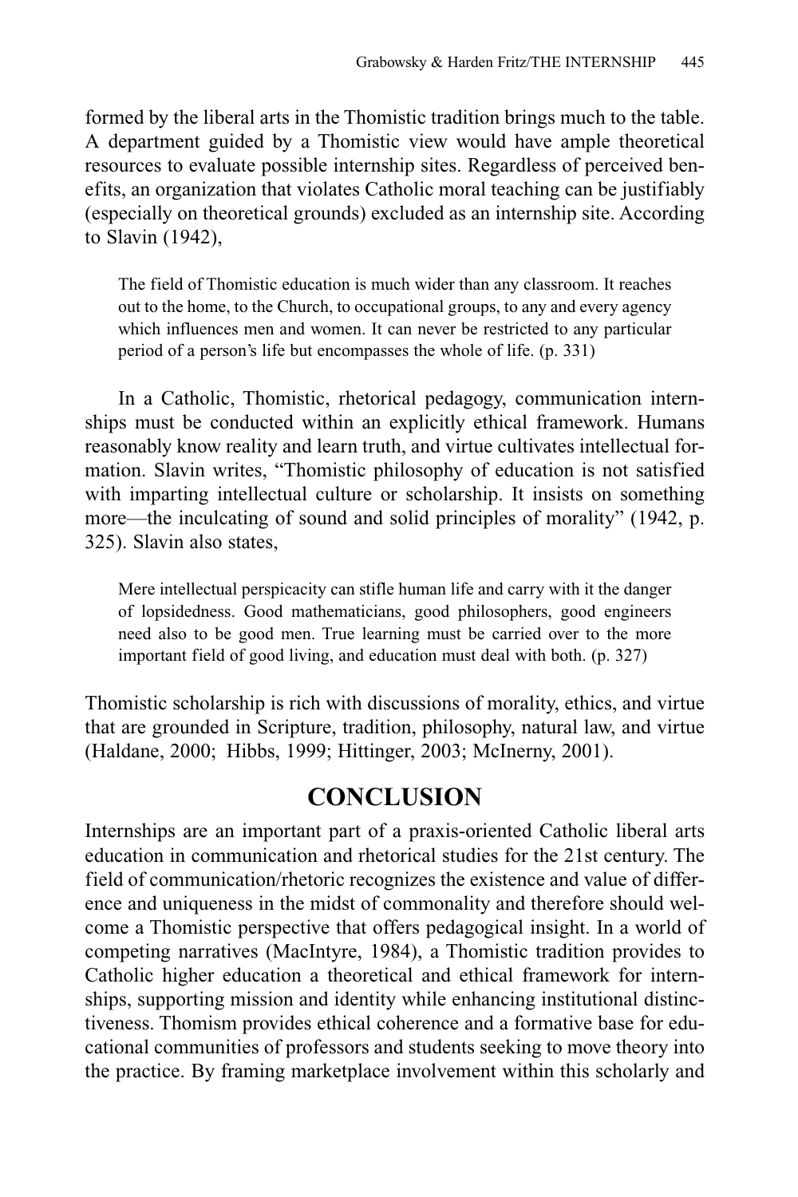formed by the liberal arts in the Thomistic tradition brings much to the table. A department guided by a Thomistic view would have ample theoretical resources to evaluate possible internship sites. Regardless of perceived benefits, an organization that violates Catholic moral teaching can be justifiably (especially on theoretical grounds) excluded as an internship site. According to Slavin (1942),

> The field of Thomistic education is much wider than any classroom. It reaches out to the home, to the Church, to occupational groups, to any and every agency which influences men and women. It can never be restricted to any particular period of a person's life but encompasses the whole of life. (p. 331)

In a Catholic, Thomistic, rhetorical pedagogy, communication internships must be conducted within an explicitly ethical framework. Humans reasonably know reality and learn truth, and virtue cultivates intellectual formation. Slavin writes, "Thomistic philosophy of education is not satisfied with imparting intellectual culture or scholarship. It insists on something more—the inculcating of sound and solid principles of morality" (1942, p. 325). Slavin also states,

> Mere intellectual perspicacity can stifle human life and carry with it the danger of lopsidedness. Good mathematicians, good philosophers, good engineers need also to be good men. True learning must be carried over to the more important field of good living, and education must deal with both. (p. 327)

Thomistic scholarship is rich with discussions of morality, ethics, and virtue that are grounded in Scripture, tradition, philosophy, natural law, and virtue (Haldane, 2000; Hibbs, 1999; Hittinger, 2003; McInerny, 2001).

## CONCLUSION

Internships are an important part of a praxis-oriented Catholic liberal arts education in communication and rhetorical studies for the 21st century. The field of communication/rhetoric recognizes the existence and value of difference and uniqueness in the midst of commonality and therefore should welcome a Thomistic perspective that offers pedagogical insight. In a world of competing narratives (MacIntyre, 1984), a Thomistic tradition provides to Catholic higher education a theoretical and ethical framework for internships, supporting mission and identity while enhancing institutional distinctiveness. Thomism provides ethical coherence and a formative base for educational communities of professors and students seeking to move theory into the practice. By framing marketplace involvement within this scholarly and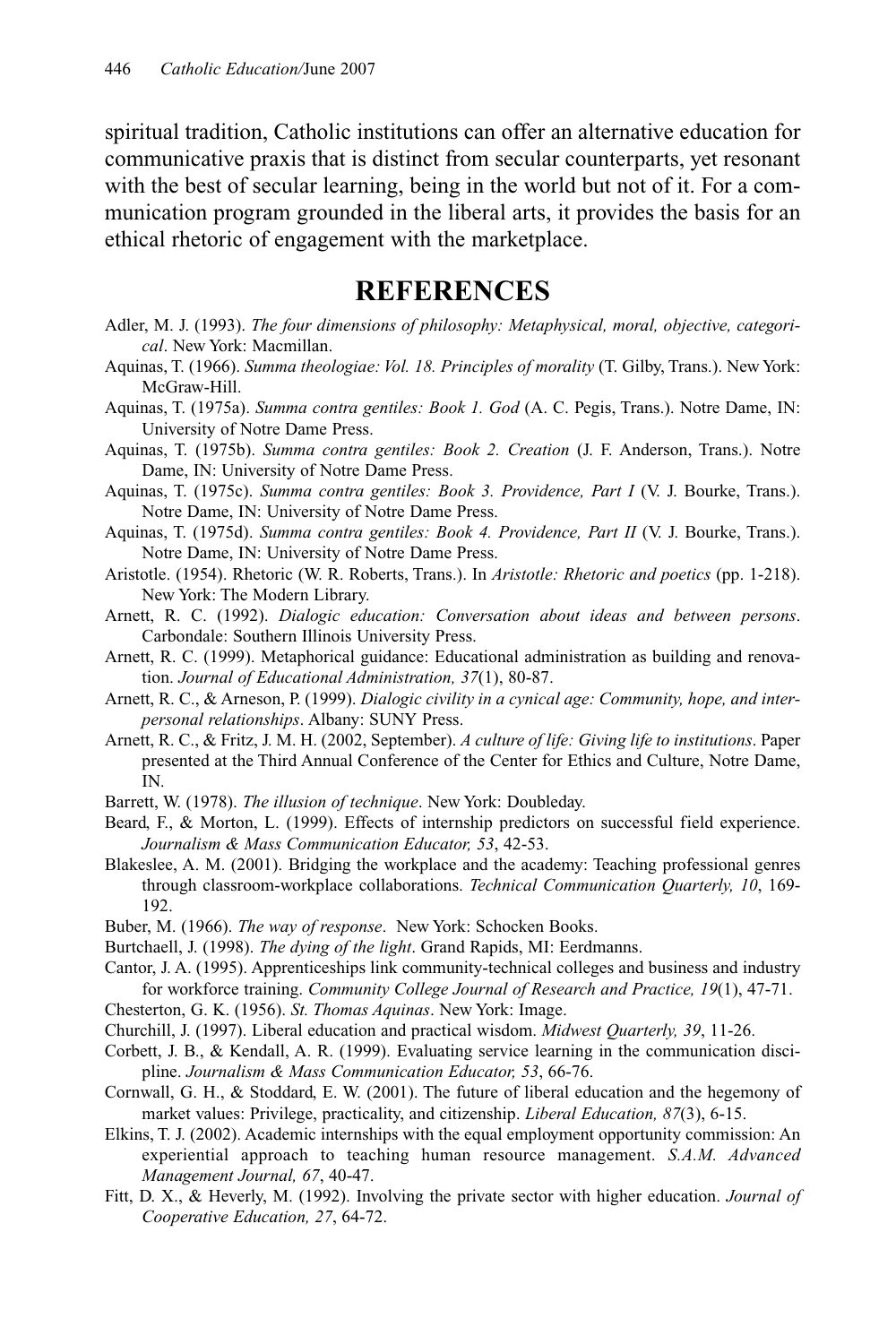spiritual tradition, Catholic institutions can offer an alternative education for communicative praxis that is distinct from secular counterparts, yet resonant with the best of secular learning, being in the world but not of it. For a communication program grounded in the liberal arts, it provides the basis for an ethical rhetoric of engagement with the marketplace.

## REFERENCES

Adler, M. J. (1993). *The four dimensions of philosophy: Metaphysical, moral, objective, categorical*. New York: Macmillan.

Aquinas, T. (1966). *Summa theologiae: Vol. 18. Principles of morality* (T. Gilby, Trans.). New York: McGraw-Hill.

Aquinas, T. (1975a). *Summa contra gentiles: Book 1. God* (A. C. Pegis, Trans.). Notre Dame, IN: University of Notre Dame Press.

Aquinas, T. (1975b). *Summa contra gentiles: Book 2. Creation* (J. F. Anderson, Trans.). Notre Dame, IN: University of Notre Dame Press.

Aquinas, T. (1975c). *Summa contra gentiles: Book 3. Providence, Part I* (V. J. Bourke, Trans.). Notre Dame, IN: University of Notre Dame Press.

Aquinas, T. (1975d). *Summa contra gentiles: Book 4. Providence, Part II* (V. J. Bourke, Trans.). Notre Dame, IN: University of Notre Dame Press.

Aristotle. (1954). Rhetoric (W. R. Roberts, Trans.). In *Aristotle: Rhetoric and poetics* (pp. 1-218). New York: The Modern Library.

Arnett, R. C. (1992). *Dialogic education: Conversation about ideas and between persons*. Carbondale: Southern Illinois University Press.

Arnett, R. C. (1999). Metaphorical guidance: Educational administration as building and renovation. *Journal of Educational Administration, 37*(1), 80-87.

Arnett, R. C., & Arneson, P. (1999). *Dialogic civility in a cynical age: Community, hope, and interpersonal relationships*. Albany: SUNY Press.

Arnett, R. C., & Fritz, J. M. H. (2002, September). *A culture of life: Giving life to institutions*. Paper presented at the Third Annual Conference of the Center for Ethics and Culture, Notre Dame, IN.

Barrett, W. (1978). *The illusion of technique*. New York: Doubleday.

Beard, F., & Morton, L. (1999). Effects of internship predictors on successful field experience. *Journalism & Mass Communication Educator, 53*, 42-53.

Blakeslee, A. M. (2001). Bridging the workplace and the academy: Teaching professional genres through classroom-workplace collaborations. *Technical Communication Quarterly, 10*, 169-192.

Buber, M. (1966). *The way of response*. New York: Schocken Books.

Burtchaell, J. (1998). *The dying of the light*. Grand Rapids, MI: Eerdmanns.

Cantor, J. A. (1995). Apprenticeships link community-technical colleges and business and industry for workforce training. *Community College Journal of Research and Practice, 19*(1), 47-71.

Chesterton, G. K. (1956). *St. Thomas Aquinas*. New York: Image.

Churchill, J. (1997). Liberal education and practical wisdom. *Midwest Quarterly, 39*, 11-26.

Corbett, J. B., & Kendall, A. R. (1999). Evaluating service learning in the communication discipline. *Journalism & Mass Communication Educator, 53*, 66-76.

Cornwall, G. H., & Stoddard, E. W. (2001). The future of liberal education and the hegemony of market values: Privilege, practicality, and citizenship. *Liberal Education, 87*(3), 6-15.

Elkins, T. J. (2002). Academic internships with the equal employment opportunity commission: An experiential approach to teaching human resource management. *S.A.M. Advanced Management Journal, 67*, 40-47.

Fitt, D. X., & Heverly, M. (1992). Involving the private sector with higher education. *Journal of Cooperative Education, 27*, 64-72.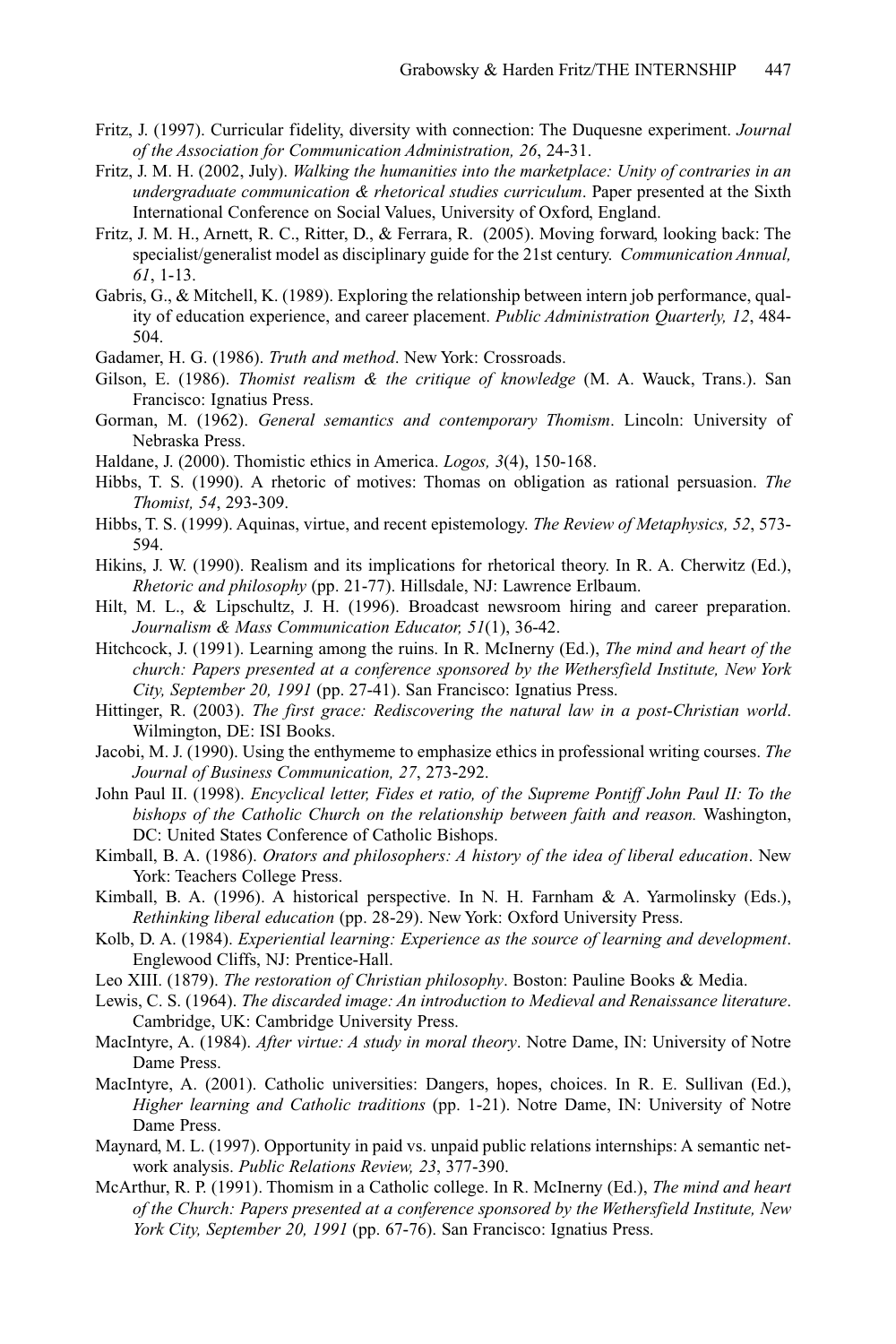Fritz, J. (1997). Curricular fidelity, diversity with connection: The Duquesne experiment. *Journal of the Association for Communication Administration, 26*, 24-31.

Fritz, J. M. H. (2002, July). *Walking the humanities into the marketplace: Unity of contraries in an undergraduate communication & rhetorical studies curriculum*. Paper presented at the Sixth International Conference on Social Values, University of Oxford, England.

Fritz, J. M. H., Arnett, R. C., Ritter, D., & Ferrara, R. (2005). Moving forward, looking back: The specialist/generalist model as disciplinary guide for the 21st century. *Communication Annual, 61*, 1-13.

Gabris, G., & Mitchell, K. (1989). Exploring the relationship between intern job performance, quality of education experience, and career placement. *Public Administration Quarterly, 12*, 484-504.

Gadamer, H. G. (1986). *Truth and method*. New York: Crossroads.

Gilson, E. (1986). *Thomist realism & the critique of knowledge* (M. A. Wauck, Trans.). San Francisco: Ignatius Press.

Gorman, M. (1962). *General semantics and contemporary Thomism*. Lincoln: University of Nebraska Press.

Haldane, J. (2000). Thomistic ethics in America. *Logos, 3*(4), 150-168.

Hibbs, T. S. (1990). A rhetoric of motives: Thomas on obligation as rational persuasion. *The Thomist, 54*, 293-309.

Hibbs, T. S. (1999). Aquinas, virtue, and recent epistemology. *The Review of Metaphysics, 52*, 573-594.

Hikins, J. W. (1990). Realism and its implications for rhetorical theory. In R. A. Cherwitz (Ed.), *Rhetoric and philosophy* (pp. 21-77). Hillsdale, NJ: Lawrence Erlbaum.

Hilt, M. L., & Lipschultz, J. H. (1996). Broadcast newsroom hiring and career preparation. *Journalism & Mass Communication Educator, 51*(1), 36-42.

Hitchcock, J. (1991). Learning among the ruins. In R. McInerny (Ed.), *The mind and heart of the church: Papers presented at a conference sponsored by the Wethersfield Institute, New York City, September 20, 1991* (pp. 27-41). San Francisco: Ignatius Press.

Hittinger, R. (2003). *The first grace: Rediscovering the natural law in a post-Christian world*. Wilmington, DE: ISI Books.

Jacobi, M. J. (1990). Using the enthymeme to emphasize ethics in professional writing courses. *The Journal of Business Communication, 27*, 273-292.

John Paul II. (1998). *Encyclical letter, Fides et ratio, of the Supreme Pontiff John Paul II: To the bishops of the Catholic Church on the relationship between faith and reason.* Washington, DC: United States Conference of Catholic Bishops.

Kimball, B. A. (1986). *Orators and philosophers: A history of the idea of liberal education*. New York: Teachers College Press.

Kimball, B. A. (1996). A historical perspective. In N. H. Farnham & A. Yarmolinsky (Eds.), *Rethinking liberal education* (pp. 28-29). New York: Oxford University Press.

Kolb, D. A. (1984). *Experiential learning: Experience as the source of learning and development*. Englewood Cliffs, NJ: Prentice-Hall.

Leo XIII. (1879). *The restoration of Christian philosophy*. Boston: Pauline Books & Media.

Lewis, C. S. (1964). *The discarded image: An introduction to Medieval and Renaissance literature*. Cambridge, UK: Cambridge University Press.

MacIntyre, A. (1984). *After virtue: A study in moral theory*. Notre Dame, IN: University of Notre Dame Press.

MacIntyre, A. (2001). Catholic universities: Dangers, hopes, choices. In R. E. Sullivan (Ed.), *Higher learning and Catholic traditions* (pp. 1-21). Notre Dame, IN: University of Notre Dame Press.

Maynard, M. L. (1997). Opportunity in paid vs. unpaid public relations internships: A semantic network analysis. *Public Relations Review, 23*, 377-390.

McArthur, R. P. (1991). Thomism in a Catholic college. In R. McInerny (Ed.), *The mind and heart of the Church: Papers presented at a conference sponsored by the Wethersfield Institute, New York City, September 20, 1991* (pp. 67-76). San Francisco: Ignatius Press.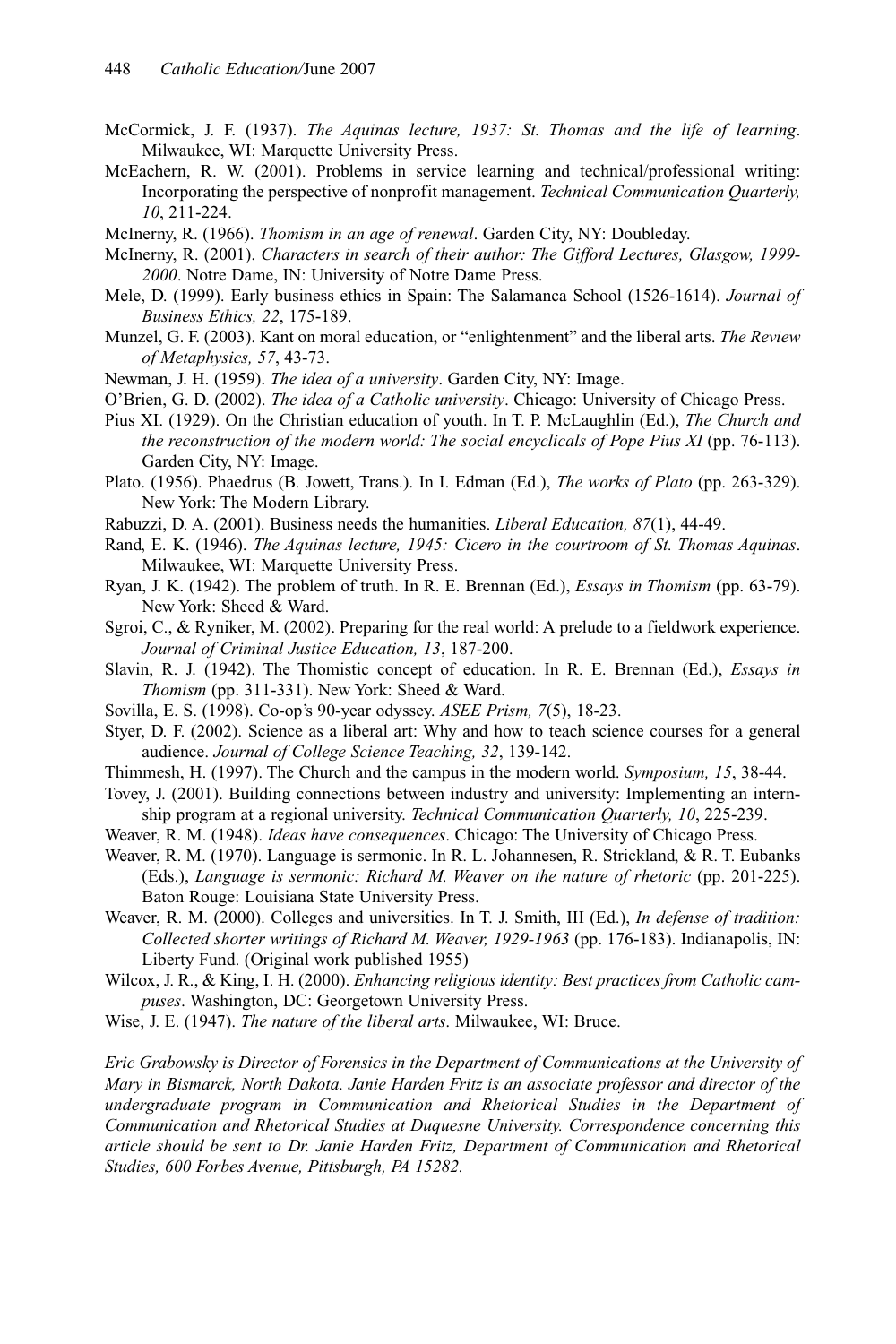McCormick, J. F. (1937). *The Aquinas lecture, 1937: St. Thomas and the life of learning*. Milwaukee, WI: Marquette University Press.

McEachern, R. W. (2001). Problems in service learning and technical/professional writing: Incorporating the perspective of nonprofit management. *Technical Communication Quarterly, 10*, 211-224.

McInerny, R. (1966). *Thomism in an age of renewal*. Garden City, NY: Doubleday.

McInerny, R. (2001). *Characters in search of their author: The Gifford Lectures, Glasgow, 1999-2000*. Notre Dame, IN: University of Notre Dame Press.

Mele, D. (1999). Early business ethics in Spain: The Salamanca School (1526-1614). *Journal of Business Ethics, 22*, 175-189.

Munzel, G. F. (2003). Kant on moral education, or "enlightenment" and the liberal arts. *The Review of Metaphysics, 57*, 43-73.

Newman, J. H. (1959). *The idea of a university*. Garden City, NY: Image.

O'Brien, G. D. (2002). *The idea of a Catholic university*. Chicago: University of Chicago Press.

Pius XI. (1929). On the Christian education of youth. In T. P. McLaughlin (Ed.), *The Church and the reconstruction of the modern world: The social encyclicals of Pope Pius XI* (pp. 76-113). Garden City, NY: Image.

Plato. (1956). Phaedrus (B. Jowett, Trans.). In I. Edman (Ed.), *The works of Plato* (pp. 263-329). New York: The Modern Library.

Rabuzzi, D. A. (2001). Business needs the humanities. *Liberal Education, 87*(1), 44-49.

Rand, E. K. (1946). *The Aquinas lecture, 1945: Cicero in the courtroom of St. Thomas Aquinas*. Milwaukee, WI: Marquette University Press.

Ryan, J. K. (1942). The problem of truth. In R. E. Brennan (Ed.), *Essays in Thomism* (pp. 63-79). New York: Sheed & Ward.

Sgroi, C., & Ryniker, M. (2002). Preparing for the real world: A prelude to a fieldwork experience. *Journal of Criminal Justice Education, 13*, 187-200.

Slavin, R. J. (1942). The Thomistic concept of education. In R. E. Brennan (Ed.), *Essays in Thomism* (pp. 311-331). New York: Sheed & Ward.

Sovilla, E. S. (1998). Co-op's 90-year odyssey. *ASEE Prism, 7*(5), 18-23.

Styer, D. F. (2002). Science as a liberal art: Why and how to teach science courses for a general audience. *Journal of College Science Teaching, 32*, 139-142.

Thimmesh, H. (1997). The Church and the campus in the modern world. *Symposium, 15*, 38-44.

Tovey, J. (2001). Building connections between industry and university: Implementing an internship program at a regional university. *Technical Communication Quarterly, 10*, 225-239.

Weaver, R. M. (1948). *Ideas have consequences*. Chicago: The University of Chicago Press.

Weaver, R. M. (1970). Language is sermonic. In R. L. Johannesen, R. Strickland, & R. T. Eubanks (Eds.), *Language is sermonic: Richard M. Weaver on the nature of rhetoric* (pp. 201-225). Baton Rouge: Louisiana State University Press.

Weaver, R. M. (2000). Colleges and universities. In T. J. Smith, III (Ed.), *In defense of tradition: Collected shorter writings of Richard M. Weaver, 1929-1963* (pp. 176-183). Indianapolis, IN: Liberty Fund. (Original work published 1955)

Wilcox, J. R., & King, I. H. (2000). *Enhancing religious identity: Best practices from Catholic campuses*. Washington, DC: Georgetown University Press.

Wise, J. E. (1947). *The nature of the liberal arts*. Milwaukee, WI: Bruce.

*Eric Grabowsky is Director of Forensics in the Department of Communications at the University of Mary in Bismarck, North Dakota. Janie Harden Fritz is an associate professor and director of the undergraduate program in Communication and Rhetorical Studies in the Department of Communication and Rhetorical Studies at Duquesne University. Correspondence concerning this article should be sent to Dr. Janie Harden Fritz, Department of Communication and Rhetorical Studies, 600 Forbes Avenue, Pittsburgh, PA 15282.*